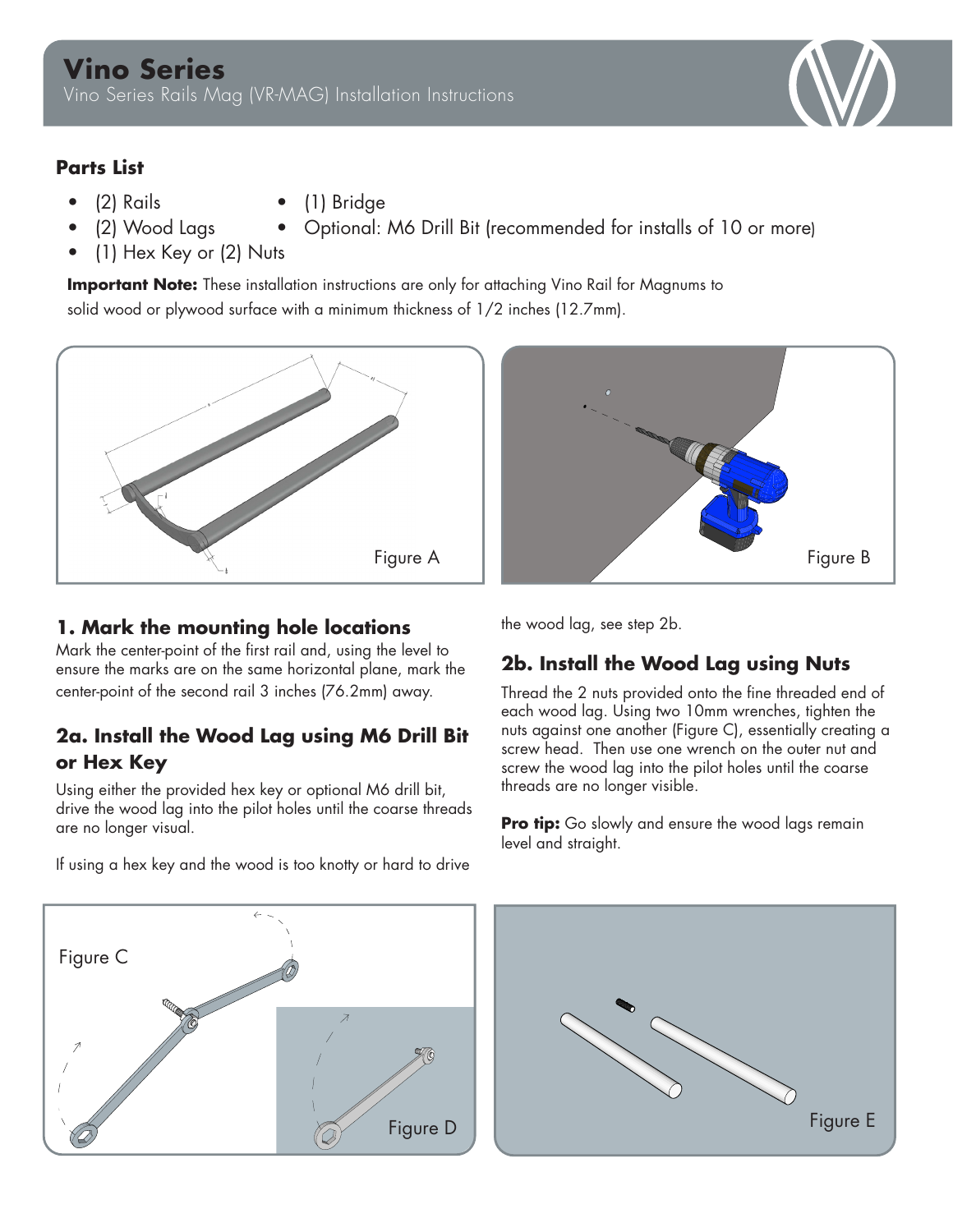# Vino Series

Vino Series Rails Mag (VR-MAG) Installation Instructions

## Parts List

- (2) Rails
- (2) Wood Lags
- (1) Hex Key or (2) Nuts
- (1) Bridge
- Optional: M6 Drill Bit (recommended for installs of 10 or more)

**Important Note:** These installation instructions are only for attaching Vino Rail for Magnums to solid wood or plywood surface with a minimum thickness of 1/2 inches (12.7mm).

Figure A

Figure B

### 1. Mark the mounting hole locations

Mark the center-point of the first rail and, using the level to ensure the marks are on the same horizontal plane, mark the center-point of the second rail 3 inches (76.2mm) away.

### 2a. Install the Wood Lag using M6 Drill Bit or Hex Key

Using either the provided hex key or optional M6 drill bit, drive the wood lag into the pilot holes until the coarse threads are no longer visual.

If using a hex key and the wood is too knotty or hard to drive the wood lag, see step 2b.

### 2b. Install the Wood Lag using Nuts

Thread the 2 nuts provided onto the fine threaded end of each wood lag. Using two 10mm wrenches, tighten the nuts against one another (Figure C), essentially creating a screw head. Then use one wrench on the outer nut and screw the wood lag into the pilot holes until the coarse threads are no longer visible.

**Pro tip:** Go slowly and ensure the wood lags remain level and straight.

Figure C

Figure D

Figure E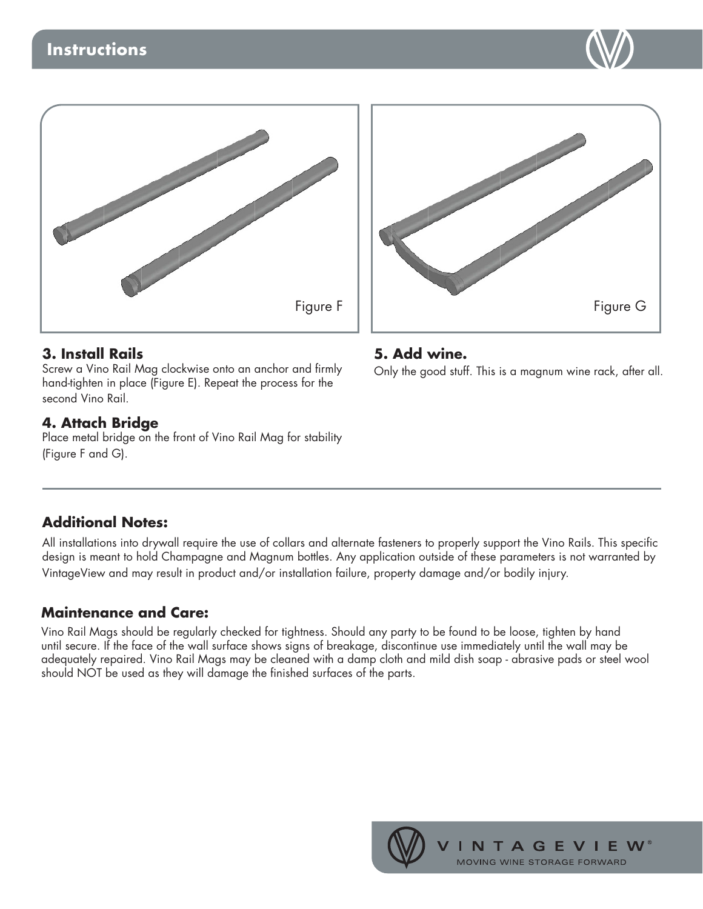## Instructions

Figure F

Figure G

### 3. Install Rails

Screw a Vino Rail Mag clockwise onto an anchor and firmly hand-tighten in place (Figure E). Repeat the process for the second Vino Rail.

### 4. Attach Bridge

Place metal bridge on the front of Vino Rail Mag for stability (Figure F and G).

### 5. Add wine.

Only the good stuff. This is a magnum wine rack, after all.

---

### Additional Notes:

All installations into drywall require the use of collars and alternate fasteners to properly support the Vino Rails. This specific design is meant to hold Champagne and Magnum bottles. Any application outside of these parameters is not warranted by VintageView and may result in product and/or installation failure, property damage and/or bodily injury.

### Maintenance and Care:

Vino Rail Mags should be regularly checked for tightness. Should any party to be found to be loose, tighten by hand until secure. If the face of the wall surface shows signs of breakage, discontinue use immediately until the wall may be adequately repaired. Vino Rail Mags may be cleaned with a damp cloth and mild dish soap - abrasive pads or steel wool should NOT be used as they will damage the finished surfaces of the parts.

VINTAGEVIEW®
MOVING WINE STORAGE FORWARD